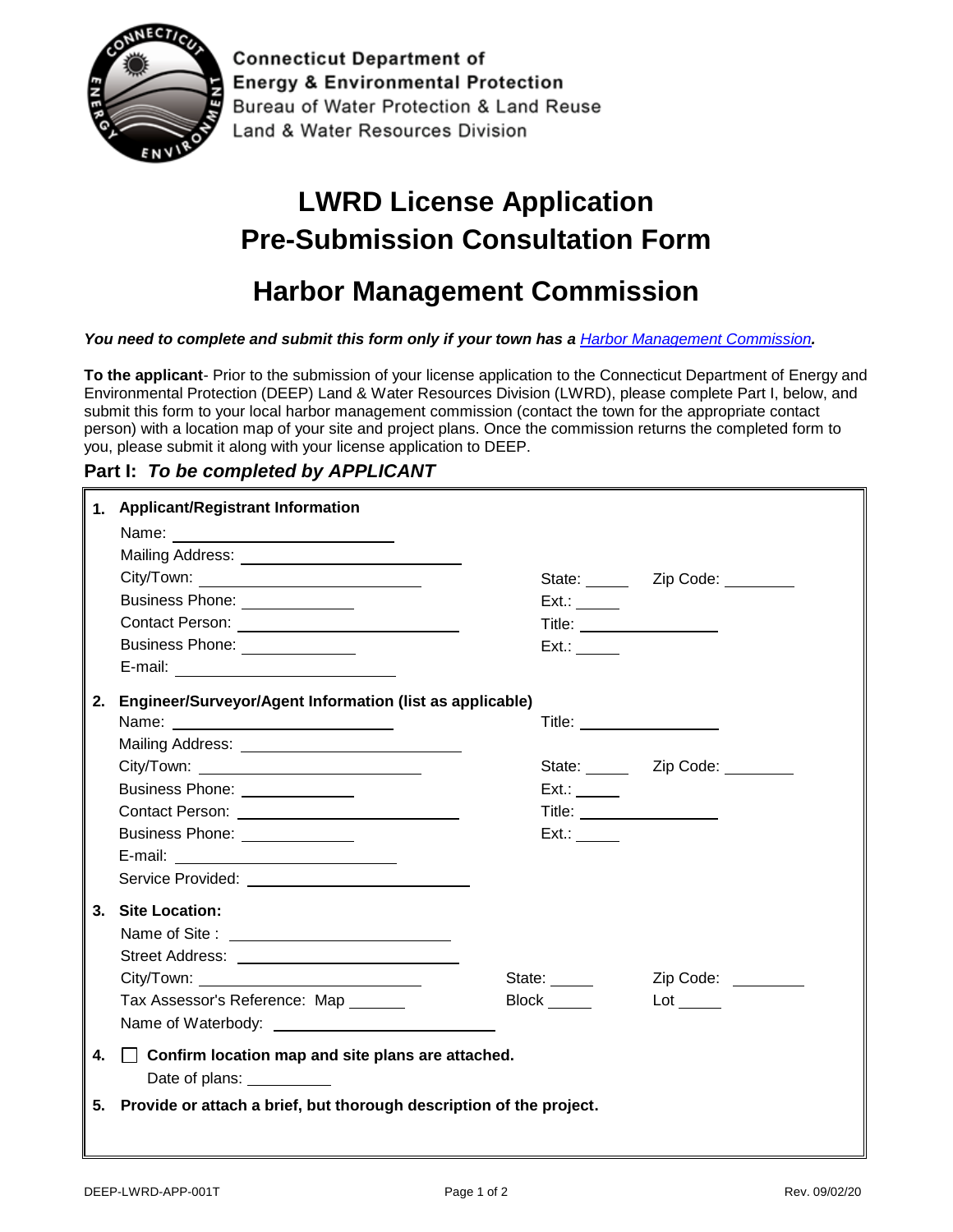Connecticut Department of
Energy & Environmental Protection
Bureau of Water Protection & Land Reuse
Land & Water Resources Division

# LWRD License Application
# Pre-Submission Consultation Form

# Harbor Management Commission

***You need to complete and submit this form only if your town has a [Harbor Management Commission](#).***

**To the applicant**- Prior to the submission of your license application to the Connecticut Department of Energy and Environmental Protection (DEEP) Land & Water Resources Division (LWRD), please complete Part I, below, and submit this form to your local harbor management commission (contact the town for the appropriate contact person) with a location map of your site and project plans. Once the commission returns the completed form to you, please submit it along with your license application to DEEP.

## Part I: *To be completed by APPLICANT*

**1. Applicant/Registrant Information**

Name: ____________________

Mailing Address: ____________________

City/Town: ____________________ State: ______ Zip Code: ________

Business Phone: ____________ Ext.: ______

Contact Person: ____________________ Title: ______________

Business Phone: ____________ Ext.: ______

E-mail: ____________________

**2. Engineer/Surveyor/Agent Information (list as applicable)**

Name: ____________________ Title: ______________

Mailing Address: ____________________

City/Town: ____________________ State: ______ Zip Code: ________

Business Phone: ____________ Ext.: ______

Contact Person: ____________________ Title: ______________

Business Phone: ____________ Ext.: ______

E-mail: ____________________

Service Provided: ____________________

**3. Site Location:**

Name of Site : ____________________

Street Address: ____________________

City/Town: ____________________ State: ______ Zip Code: ________

Tax Assessor's Reference: Map ______ Block ______ Lot ______

Name of Waterbody: ____________________

**4.** ☐ **Confirm location map and site plans are attached.**

Date of plans: __________

**5. Provide or attach a brief, but thorough description of the project.**

DEEP-LWRD-APP-001T Rev. 09/02/20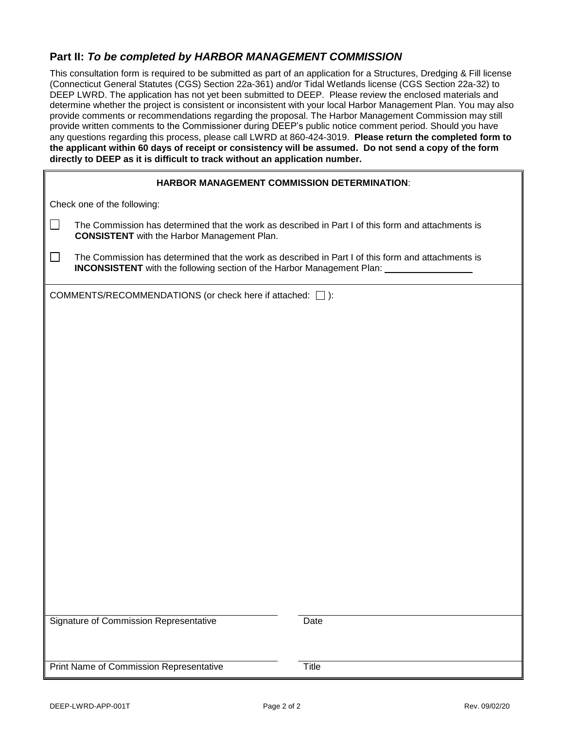## Part II: *To be completed by HARBOR MANAGEMENT COMMISSION*

This consultation form is required to be submitted as part of an application for a Structures, Dredging & Fill license (Connecticut General Statutes (CGS) Section 22a-361) and/or Tidal Wetlands license (CGS Section 22a-32) to DEEP LWRD. The application has not yet been submitted to DEEP. Please review the enclosed materials and determine whether the project is consistent or inconsistent with your local Harbor Management Plan. You may also provide comments or recommendations regarding the proposal. The Harbor Management Commission may still provide written comments to the Commissioner during DEEP's public notice comment period. Should you have any questions regarding this process, please call LWRD at 860-424-3019. **Please return the completed form to the applicant within 60 days of receipt or consistency will be assumed. Do not send a copy of the form directly to DEEP as it is difficult to track without an application number.**

**HARBOR MANAGEMENT COMMISSION DETERMINATION**:

Check one of the following:

- ☐ The Commission has determined that the work as described in Part I of this form and attachments is **CONSISTENT** with the Harbor Management Plan.
- ☐ The Commission has determined that the work as described in Part I of this form and attachments is **INCONSISTENT** with the following section of the Harbor Management Plan: \_\_\_\_\_\_\_\_\_\_\_\_\_\_\_\_

COMMENTS/RECOMMENDATIONS (or check here if attached: ☐ ):

| | |
|---|---|
| Signature of Commission Representative | Date |
| Print Name of Commission Representative | Title |

DEEP-LWRD-APP-001T

Rev. 09/02/20